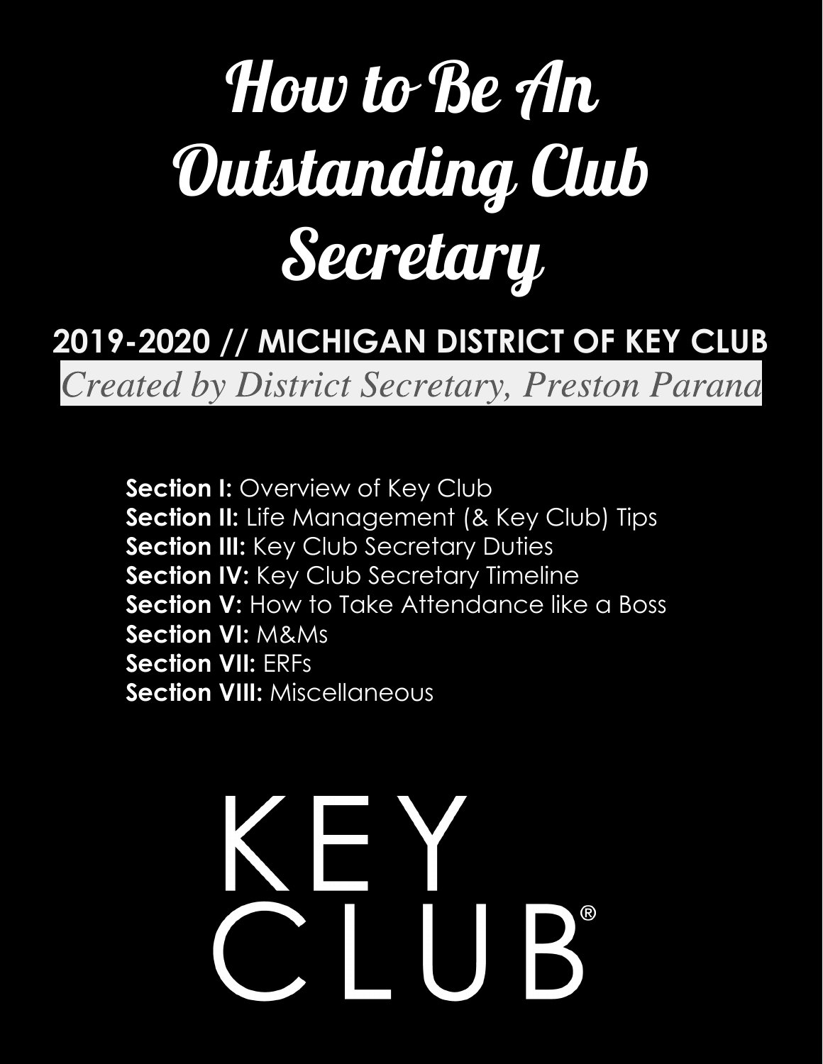# How to Be An Outstanding Club Secretary

## 2019-2020 // MICHIGAN DISTRICT OF KEY CLUB

*Created by District Secretary, Preston Parana*

**Section I:** Overview of Key Club
**Section II:** Life Management (& Key Club) Tips
**Section III:** Key Club Secretary Duties
**Section IV:** Key Club Secretary Timeline
**Section V:** How to Take Attendance like a Boss
**Section VI:** M&Ms
**Section VII:** ERFs
**Section VIII:** Miscellaneous

KEY CLUB®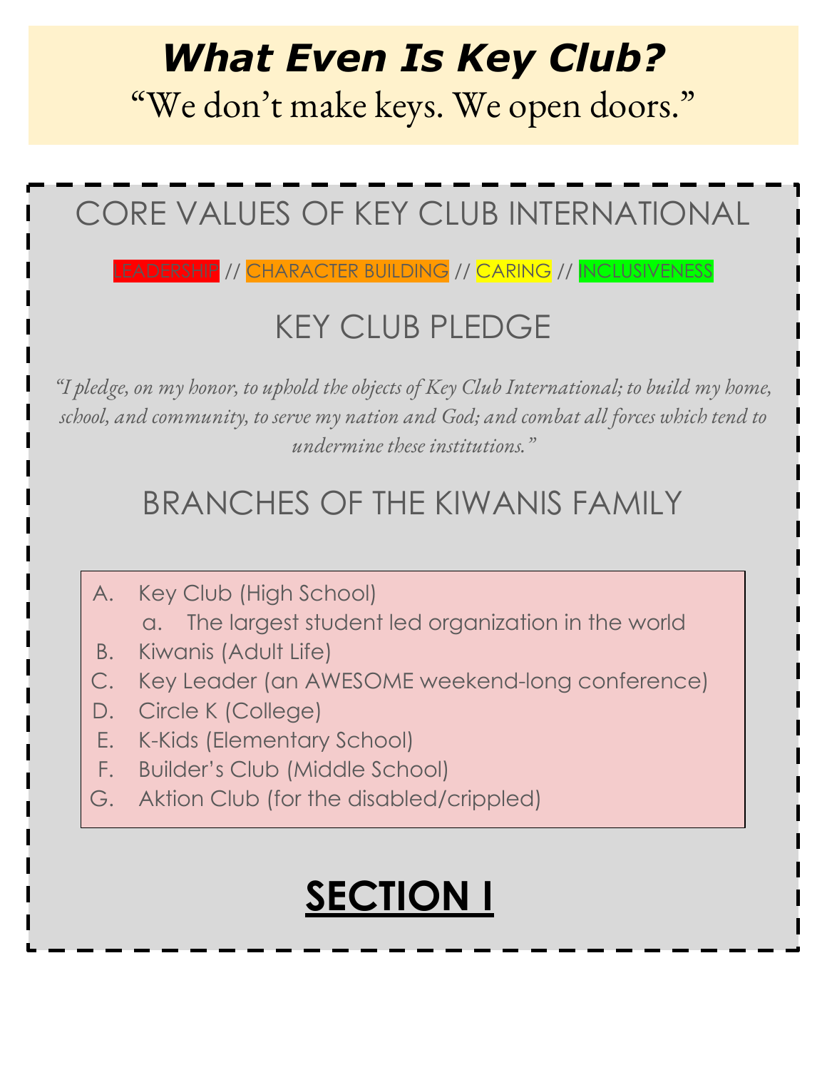# ***What Even Is Key Club?***

"We don't make keys. We open doors."

## CORE VALUES OF KEY CLUB INTERNATIONAL

LEADERSHIP // CHARACTER BUILDING // CARING // INCLUSIVENESS

## KEY CLUB PLEDGE

*"I pledge, on my honor, to uphold the objects of Key Club International; to build my home, school, and community, to serve my nation and God; and combat all forces which tend to undermine these institutions."*

## BRANCHES OF THE KIWANIS FAMILY

A. Key Club (High School)
   a. The largest student led organization in the world
B. Kiwanis (Adult Life)
C. Key Leader (an AWESOME weekend-long conference)
D. Circle K (College)
E. K-Kids (Elementary School)
F. Builder's Club (Middle School)
G. Aktion Club (for the disabled/crippled)

# **SECTION I**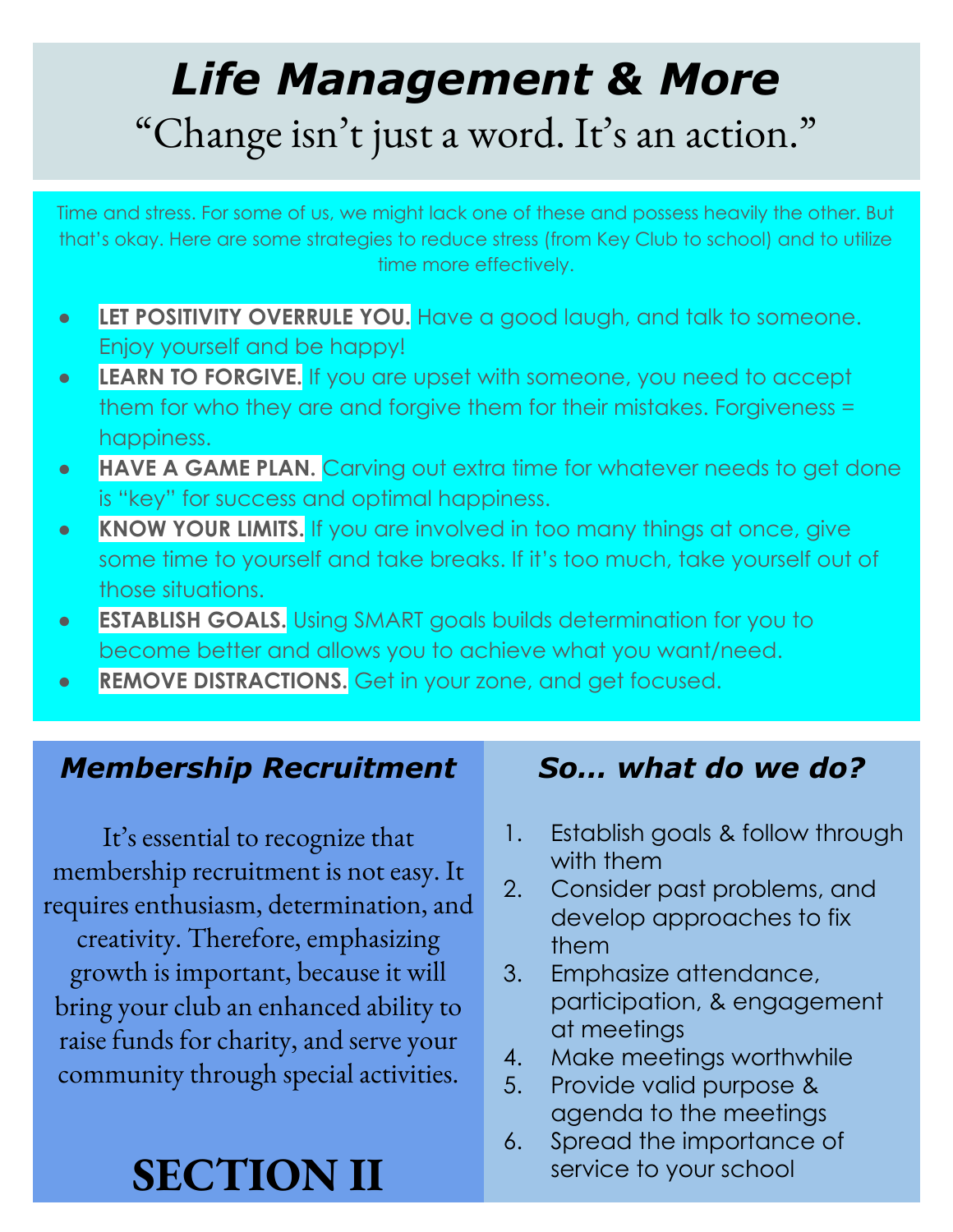# *Life Management & More*

"Change isn't just a word. It's an action."

Time and stress. For some of us, we might lack one of these and possess heavily the other. But that's okay. Here are some strategies to reduce stress (from Key Club to school) and to utilize time more effectively.

- **LET POSITIVITY OVERRULE YOU.** Have a good laugh, and talk to someone. Enjoy yourself and be happy!
- **LEARN TO FORGIVE.** If you are upset with someone, you need to accept them for who they are and forgive them for their mistakes. Forgiveness = happiness.
- **HAVE A GAME PLAN.** Carving out extra time for whatever needs to get done is "key" for success and optimal happiness.
- **KNOW YOUR LIMITS.** If you are involved in too many things at once, give some time to yourself and take breaks. If it's too much, take yourself out of those situations.
- **ESTABLISH GOALS.** Using SMART goals builds determination for you to become better and allows you to achieve what you want/need.
- **REMOVE DISTRACTIONS.** Get in your zone, and get focused.

## *Membership Recruitment*

It's essential to recognize that membership recruitment is not easy. It requires enthusiasm, determination, and creativity. Therefore, emphasizing growth is important, because it will bring your club an enhanced ability to raise funds for charity, and serve your community through special activities.

# SECTION II

## *So... what do we do?*

1. Establish goals & follow through with them
2. Consider past problems, and develop approaches to fix them
3. Emphasize attendance, participation, & engagement at meetings
4. Make meetings worthwhile
5. Provide valid purpose & agenda to the meetings
6. Spread the importance of service to your school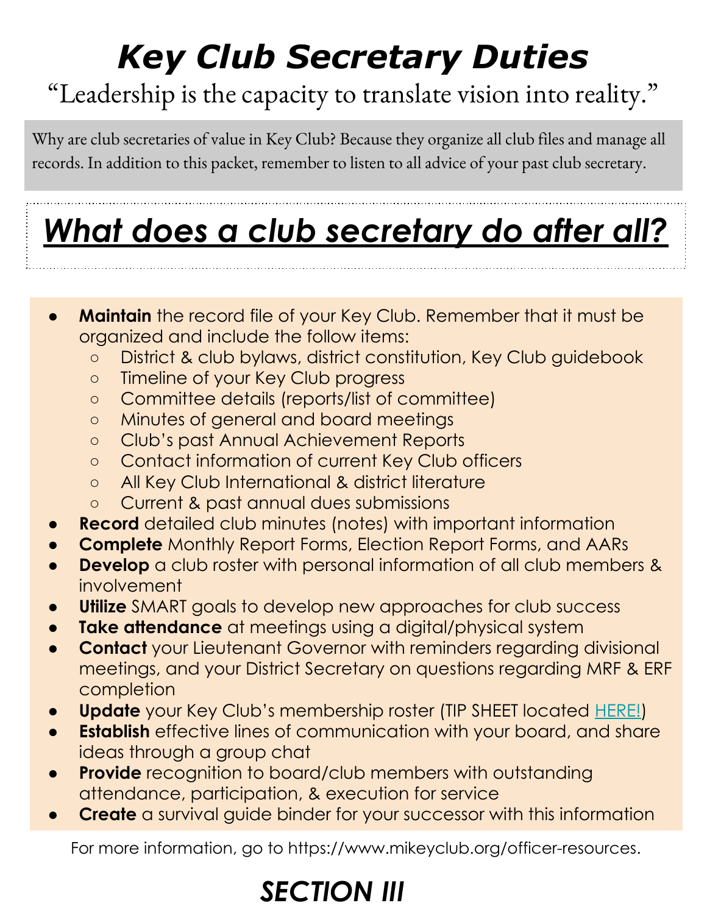# *Key Club Secretary Duties*

"Leadership is the capacity to translate vision into reality."

Why are club secretaries of value in Key Club? Because they organize all club files and manage all records. In addition to this packet, remember to listen to all advice of your past club secretary.

## ***What does a club secretary do after all?***

- **Maintain** the record file of your Key Club. Remember that it must be organized and include the follow items:
  - District & club bylaws, district constitution, Key Club guidebook
  - Timeline of your Key Club progress
  - Committee details (reports/list of committee)
  - Minutes of general and board meetings
  - Club's past Annual Achievement Reports
  - Contact information of current Key Club officers
  - All Key Club International & district literature
  - Current & past annual dues submissions
- **Record** detailed club minutes (notes) with important information
- **Complete** Monthly Report Forms, Election Report Forms, and AARs
- **Develop** a club roster with personal information of all club members & involvement
- **Utilize** SMART goals to develop new approaches for club success
- **Take attendance** at meetings using a digital/physical system
- **Contact** your Lieutenant Governor with reminders regarding divisional meetings, and your District Secretary on questions regarding MRF & ERF completion
- **Update** your Key Club's membership roster (TIP SHEET located HERE!)
- **Establish** effective lines of communication with your board, and share ideas through a group chat
- **Provide** recognition to board/club members with outstanding attendance, participation, & execution for service
- **Create** a survival guide binder for your successor with this information

For more information, go to https://www.mikeyclub.org/officer-resources.

## *SECTION III*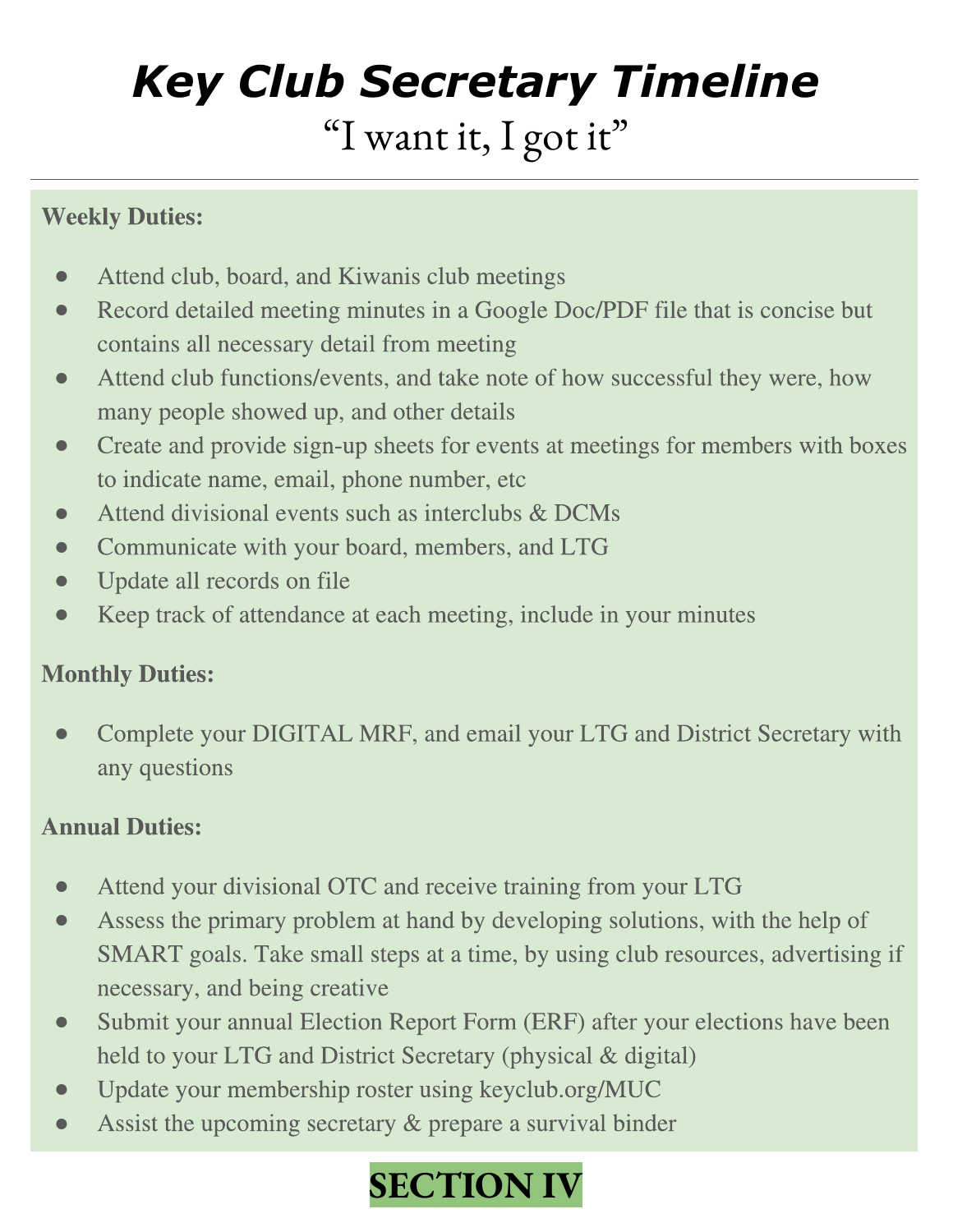# *Key Club Secretary Timeline*

## "I want it, I got it"

---

**Weekly Duties:**

- Attend club, board, and Kiwanis club meetings
- Record detailed meeting minutes in a Google Doc/PDF file that is concise but contains all necessary detail from meeting
- Attend club functions/events, and take note of how successful they were, how many people showed up, and other details
- Create and provide sign-up sheets for events at meetings for members with boxes to indicate name, email, phone number, etc
- Attend divisional events such as interclubs & DCMs
- Communicate with your board, members, and LTG
- Update all records on file
- Keep track of attendance at each meeting, include in your minutes

**Monthly Duties:**

- Complete your DIGITAL MRF, and email your LTG and District Secretary with any questions

**Annual Duties:**

- Attend your divisional OTC and receive training from your LTG
- Assess the primary problem at hand by developing solutions, with the help of SMART goals. Take small steps at a time, by using club resources, advertising if necessary, and being creative
- Submit your annual Election Report Form (ERF) after your elections have been held to your LTG and District Secretary (physical & digital)
- Update your membership roster using keyclub.org/MUC
- Assist the upcoming secretary & prepare a survival binder

**SECTION IV**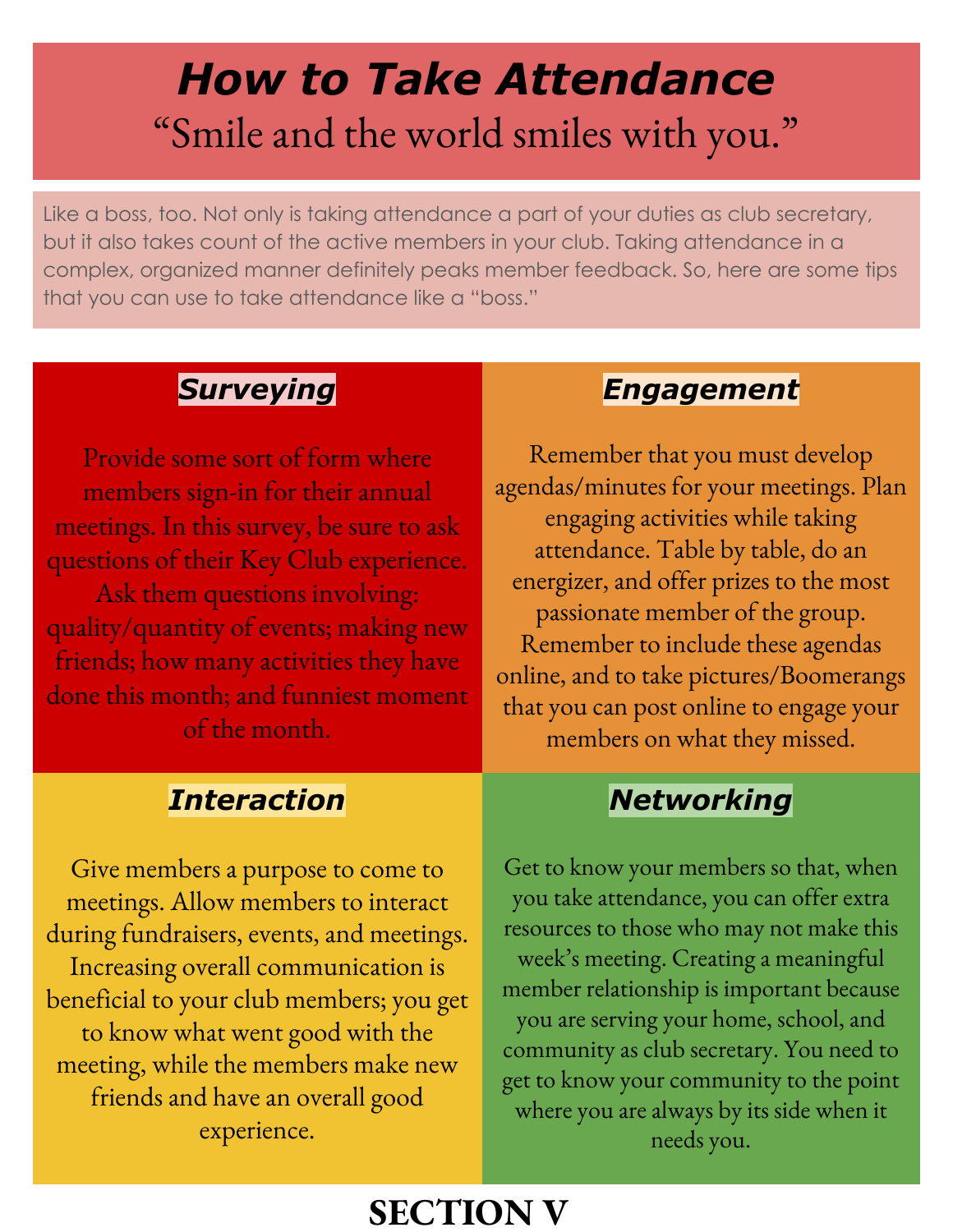# *How to Take Attendance*

"Smile and the world smiles with you."

Like a boss, too. Not only is taking attendance a part of your duties as club secretary, but it also takes count of the active members in your club. Taking attendance in a complex, organized manner definitely peaks member feedback. So, here are some tips that you can use to take attendance like a "boss."

### *Surveying*

Provide some sort of form where members sign-in for their annual meetings. In this survey, be sure to ask questions of their Key Club experience. Ask them questions involving: quality/quantity of events; making new friends; how many activities they have done this month; and funniest moment of the month.

### *Engagement*

Remember that you must develop agendas/minutes for your meetings. Plan engaging activities while taking attendance. Table by table, do an energizer, and offer prizes to the most passionate member of the group. Remember to include these agendas online, and to take pictures/Boomerangs that you can post online to engage your members on what they missed.

### *Interaction*

Give members a purpose to come to meetings. Allow members to interact during fundraisers, events, and meetings. Increasing overall communication is beneficial to your club members; you get to know what went good with the meeting, while the members make new friends and have an overall good experience.

### *Networking*

Get to know your members so that, when you take attendance, you can offer extra resources to those who may not make this week's meeting. Creating a meaningful member relationship is important because you are serving your home, school, and community as club secretary. You need to get to know your community to the point where you are always by its side when it needs you.

**SECTION V**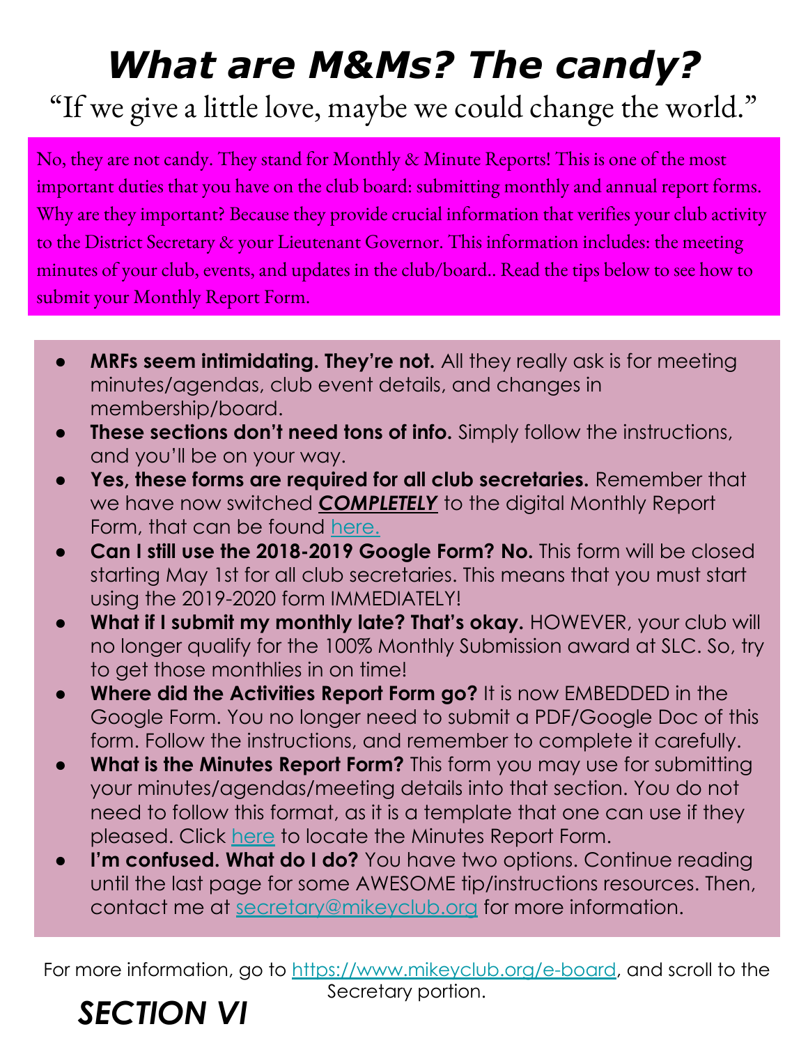# *What are M&Ms? The candy?*

"If we give a little love, maybe we could change the world."

No, they are not candy. They stand for Monthly & Minute Reports! This is one of the most important duties that you have on the club board: submitting monthly and annual report forms. Why are they important? Because they provide crucial information that verifies your club activity to the District Secretary & your Lieutenant Governor. This information includes: the meeting minutes of your club, events, and updates in the club/board.. Read the tips below to see how to submit your Monthly Report Form.

- **MRFs seem intimidating. They're not.** All they really ask is for meeting minutes/agendas, club event details, and changes in membership/board.
- **These sections don't need tons of info.** Simply follow the instructions, and you'll be on your way.
- **Yes, these forms are required for all club secretaries.** Remember that we have now switched ***<u>COMPLETELY</u>*** to the digital Monthly Report Form, that can be found here.
- **Can I still use the 2018-2019 Google Form? No.** This form will be closed starting May 1st for all club secretaries. This means that you must start using the 2019-2020 form IMMEDIATELY!
- **What if I submit my monthly late? That's okay.** HOWEVER, your club will no longer qualify for the 100% Monthly Submission award at SLC. So, try to get those monthlies in on time!
- **Where did the Activities Report Form go?** It is now EMBEDDED in the Google Form. You no longer need to submit a PDF/Google Doc of this form. Follow the instructions, and remember to complete it carefully.
- **What is the Minutes Report Form?** This form you may use for submitting your minutes/agendas/meeting details into that section. You do not need to follow this format, as it is a template that one can use if they pleased. Click here to locate the Minutes Report Form.
- **I'm confused. What do I do?** You have two options. Continue reading until the last page for some AWESOME tip/instructions resources. Then, contact me at secretary@mikeyclub.org for more information.

For more information, go to https://www.mikeyclub.org/e-board, and scroll to the Secretary portion.

*SECTION VI*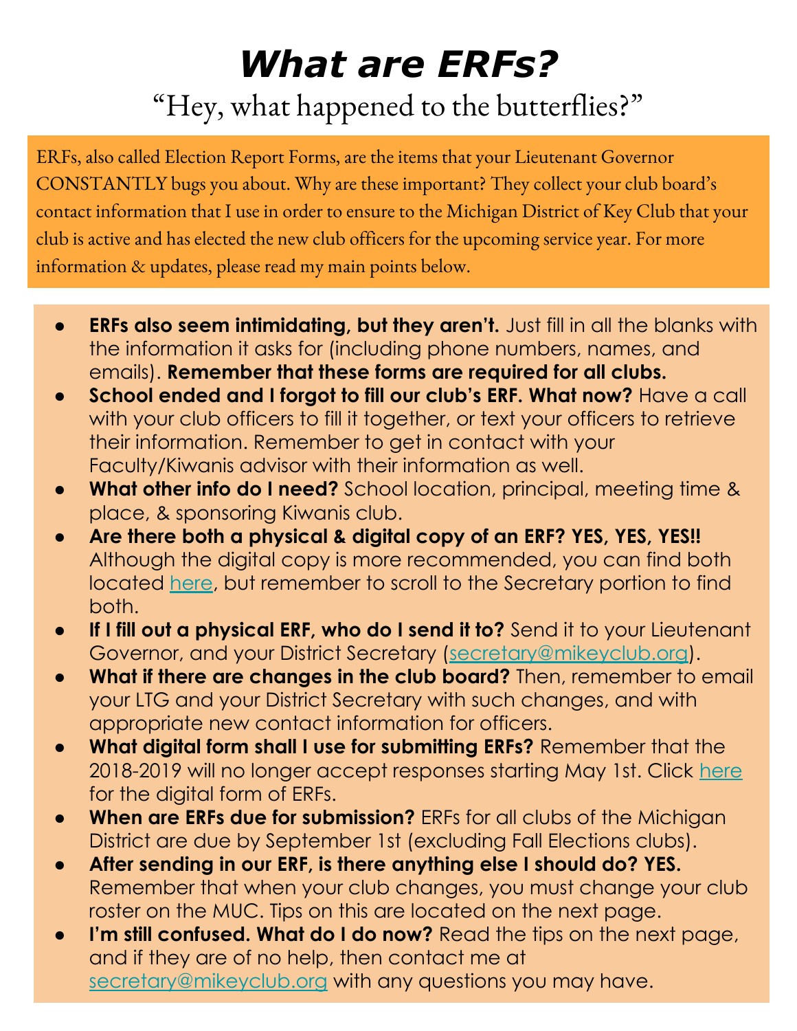# *What are ERFs?*

## "Hey, what happened to the butterflies?"

ERFs, also called Election Report Forms, are the items that your Lieutenant Governor CONSTANTLY bugs you about. Why are these important? They collect your club board's contact information that I use in order to ensure to the Michigan District of Key Club that your club is active and has elected the new club officers for the upcoming service year. For more information & updates, please read my main points below.

- **ERFs also seem intimidating, but they aren't.** Just fill in all the blanks with the information it asks for (including phone numbers, names, and emails). **Remember that these forms are required for all clubs.**
- **School ended and I forgot to fill our club's ERF. What now?** Have a call with your club officers to fill it together, or text your officers to retrieve their information. Remember to get in contact with your Faculty/Kiwanis advisor with their information as well.
- **What other info do I need?** School location, principal, meeting time & place, & sponsoring Kiwanis club.
- **Are there both a physical & digital copy of an ERF? YES, YES, YES!!** Although the digital copy is more recommended, you can find both located here, but remember to scroll to the Secretary portion to find both.
- **If I fill out a physical ERF, who do I send it to?** Send it to your Lieutenant Governor, and your District Secretary (secretary@mikeyclub.org).
- **What if there are changes in the club board?** Then, remember to email your LTG and your District Secretary with such changes, and with appropriate new contact information for officers.
- **What digital form shall I use for submitting ERFs?** Remember that the 2018-2019 will no longer accept responses starting May 1st. Click here for the digital form of ERFs.
- **When are ERFs due for submission?** ERFs for all clubs of the Michigan District are due by September 1st (excluding Fall Elections clubs).
- **After sending in our ERF, is there anything else I should do? YES.** Remember that when your club changes, you must change your club roster on the MUC. Tips on this are located on the next page.
- **I'm still confused. What do I do now?** Read the tips on the next page, and if they are of no help, then contact me at secretary@mikeyclub.org with any questions you may have.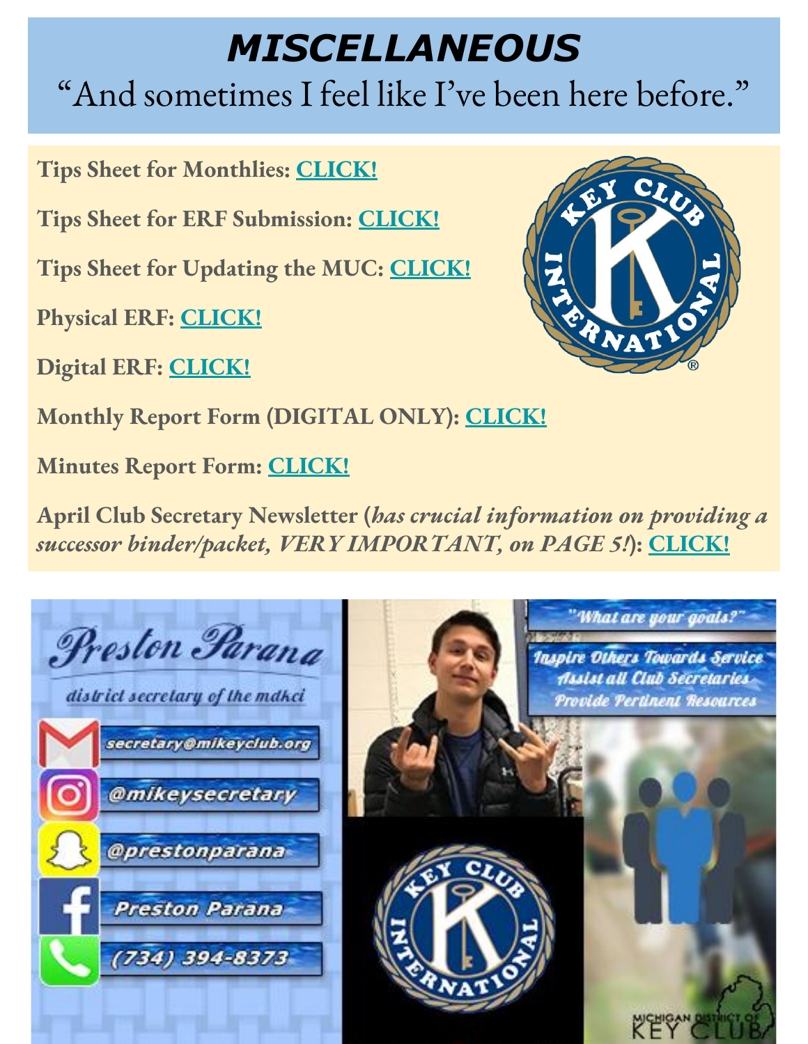# *MISCELLANEOUS*

"And sometimes I feel like I've been here before."

**Tips Sheet for Monthlies: CLICK!**

**Tips Sheet for ERF Submission: CLICK!**

**Tips Sheet for Updating the MUC: CLICK!**

**Physical ERF: CLICK!**

**Digital ERF: CLICK!**

**Monthly Report Form (DIGITAL ONLY): CLICK!**

**Minutes Report Form: CLICK!**

**April Club Secretary Newsletter (*has crucial information on providing a successor binder/packet, VERY IMPORTANT, on PAGE 5!*): CLICK!**